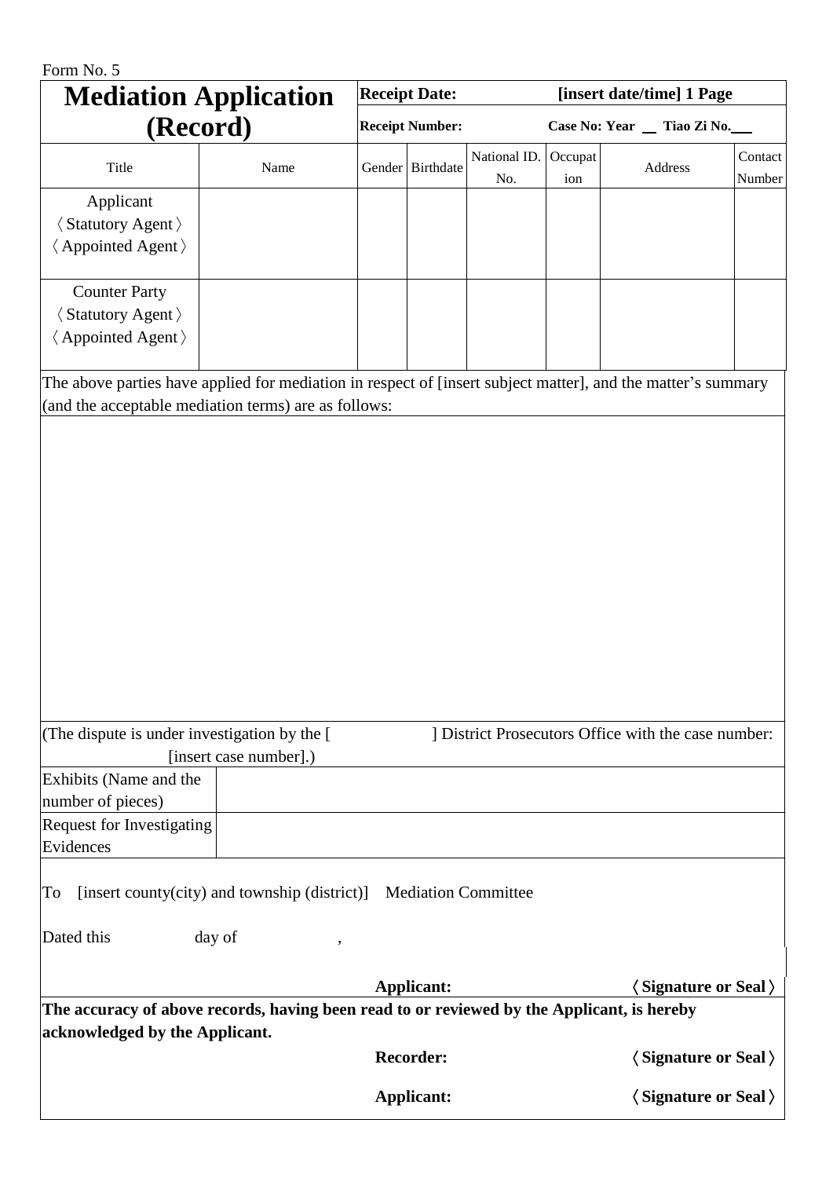Form No. 5

# Mediation Application (Record)

**Receipt Date:** **[insert date/time] 1 Page**

**Receipt Number:** **Case No: Year \_\_ Tiao Zi No.\_\_\_**

| Title | Name | Gender | Birthdate | National ID. No. | Occupation | Address | Contact Number |
|---|---|---|---|---|---|---|---|
| Applicant 〈Statutory Agent〉 〈Appointed Agent〉 | | | | | | | |
| Counter Party 〈Statutory Agent〉 〈Appointed Agent〉 | | | | | | | |

The above parties have applied for mediation in respect of [insert subject matter], and the matter's summary (and the acceptable mediation terms) are as follows:

(The dispute is under investigation by the [ ] District Prosecutors Office with the case number: [insert case number].)

| Exhibits (Name and the number of pieces) | |
|---|---|
| Request for Investigating Evidences | |

To [insert county(city) and township (district)] Mediation Committee

Dated this day of ,

**Applicant:** **〈Signature or Seal〉**

**The accuracy of above records, having been read to or reviewed by the Applicant, is hereby acknowledged by the Applicant.**

**Recorder:** **〈Signature or Seal〉**

**Applicant:** **〈Signature or Seal〉**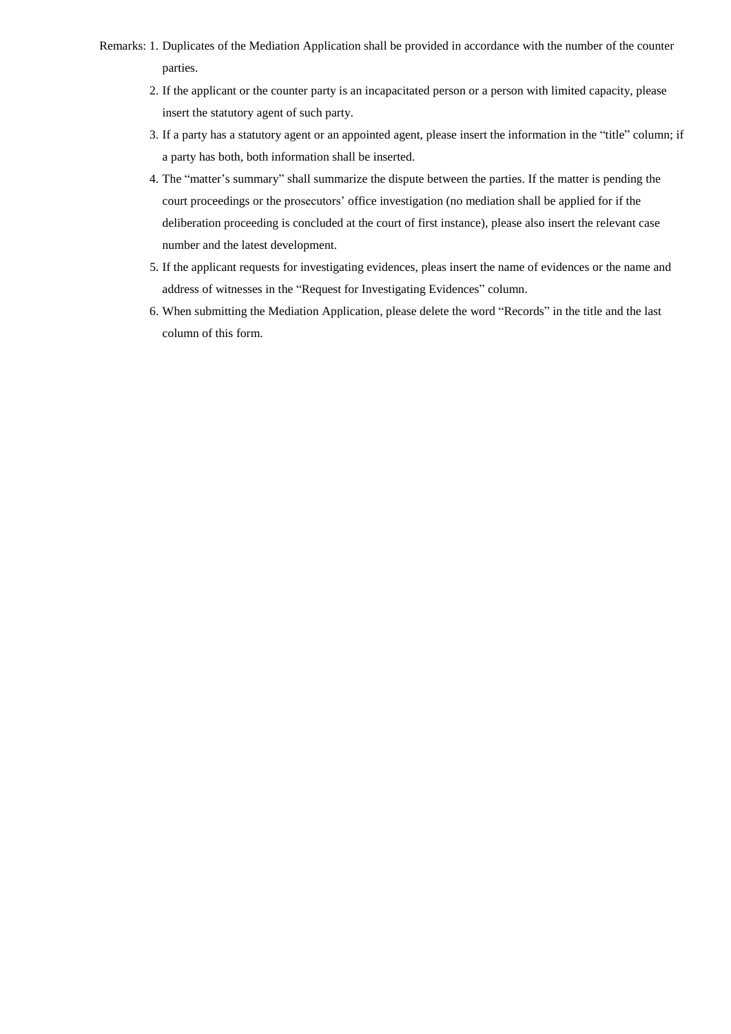Remarks:

1. Duplicates of the Mediation Application shall be provided in accordance with the number of the counter parties.
2. If the applicant or the counter party is an incapacitated person or a person with limited capacity, please insert the statutory agent of such party.
3. If a party has a statutory agent or an appointed agent, please insert the information in the "title" column; if a party has both, both information shall be inserted.
4. The "matter's summary" shall summarize the dispute between the parties. If the matter is pending the court proceedings or the prosecutors' office investigation (no mediation shall be applied for if the deliberation proceeding is concluded at the court of first instance), please also insert the relevant case number and the latest development.
5. If the applicant requests for investigating evidences, pleas insert the name of evidences or the name and address of witnesses in the "Request for Investigating Evidences" column.
6. When submitting the Mediation Application, please delete the word "Records" in the title and the last column of this form.